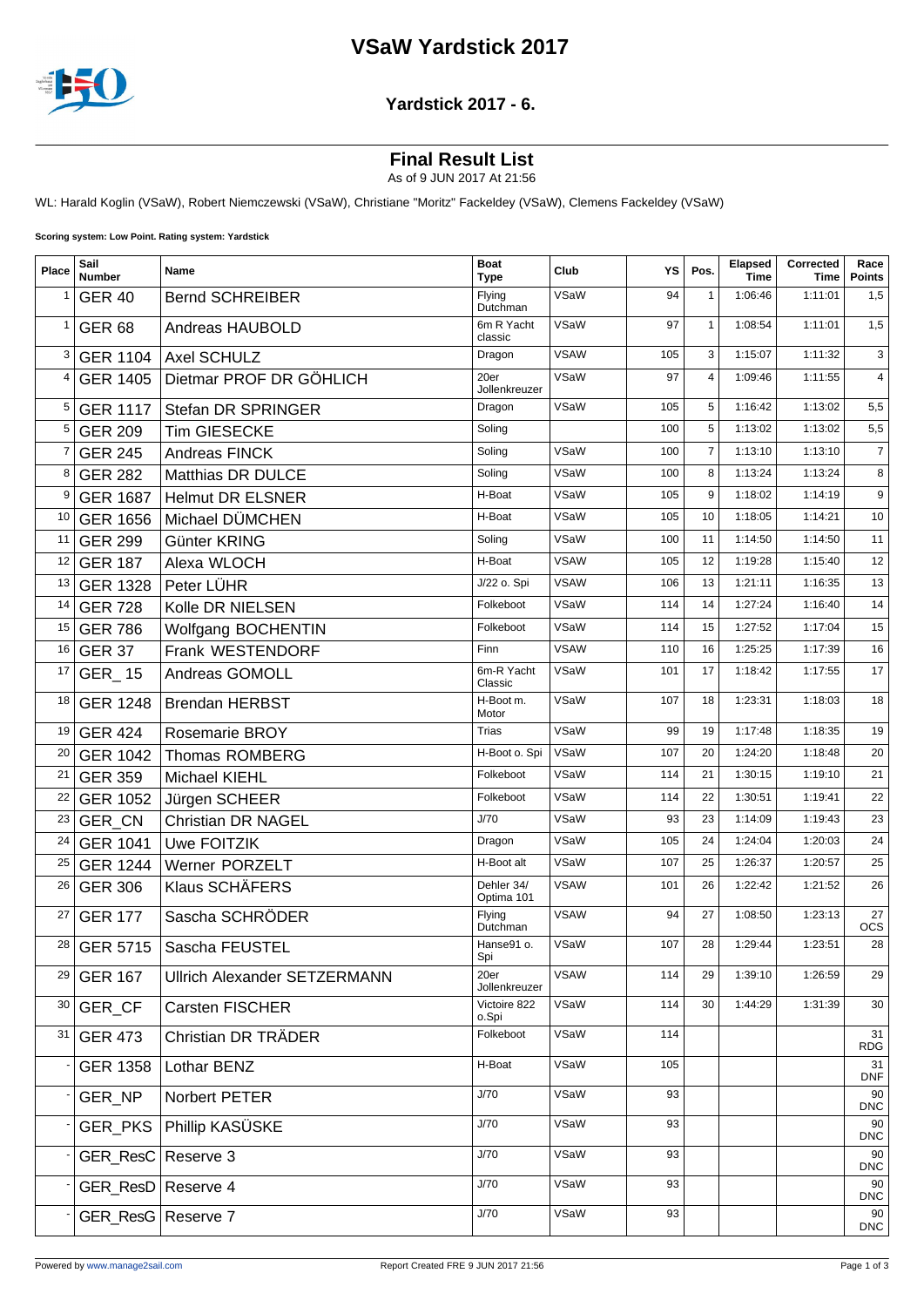# VSaW Yardstick 2017

## Yardstick 2017 - 6.

### Final Result List

As of 9 JUN 2017 At 21:56

WL: Harald Koglin (VSaW), Robert Niemczewski (VSaW), Christiane "Moritz" Fackeldey (VSaW), Clemens Fackeldey (VSaW)

**Scoring system: Low Point. Rating system: Yardstick**

| Place | Sail Number | Name | Boat Type | Club | YS | Pos. | Elapsed Time | Corrected Time | Race Points |
|---|---|---|---|---|---|---|---|---|---|
| 1 | GER 40 | Bernd SCHREIBER | Flying Dutchman | VSaW | 94 | 1 | 1:06:46 | 1:11:01 | 1,5 |
| 1 | GER 68 | Andreas HAUBOLD | 6m R Yacht classic | VSaW | 97 | 1 | 1:08:54 | 1:11:01 | 1,5 |
| 3 | GER 1104 | Axel SCHULZ | Dragon | VSAW | 105 | 3 | 1:15:07 | 1:11:32 | 3 |
| 4 | GER 1405 | Dietmar PROF DR GÖHLICH | 20er Jollenkreuzer | VSaW | 97 | 4 | 1:09:46 | 1:11:55 | 4 |
| 5 | GER 1117 | Stefan DR SPRINGER | Dragon | VSaW | 105 | 5 | 1:16:42 | 1:13:02 | 5,5 |
| 5 | GER 209 | Tim GIESECKE | Soling | | 100 | 5 | 1:13:02 | 1:13:02 | 5,5 |
| 7 | GER 245 | Andreas FINCK | Soling | VSaW | 100 | 7 | 1:13:10 | 1:13:10 | 7 |
| 8 | GER 282 | Matthias DR DULCE | Soling | VSaW | 100 | 8 | 1:13:24 | 1:13:24 | 8 |
| 9 | GER 1687 | Helmut DR ELSNER | H-Boat | VSaW | 105 | 9 | 1:18:02 | 1:14:19 | 9 |
| 10 | GER 1656 | Michael DÜMCHEN | H-Boat | VSaW | 105 | 10 | 1:18:05 | 1:14:21 | 10 |
| 11 | GER 299 | Günter KRING | Soling | VSaW | 100 | 11 | 1:14:50 | 1:14:50 | 11 |
| 12 | GER 187 | Alexa WLOCH | H-Boat | VSAW | 105 | 12 | 1:19:28 | 1:15:40 | 12 |
| 13 | GER 1328 | Peter LÜHR | J/22 o. Spi | VSAW | 106 | 13 | 1:21:11 | 1:16:35 | 13 |
| 14 | GER 728 | Kolle DR NIELSEN | Folkeboot | VSaW | 114 | 14 | 1:27:24 | 1:16:40 | 14 |
| 15 | GER 786 | Wolfgang BOCHENTIN | Folkeboot | VSaW | 114 | 15 | 1:27:52 | 1:17:04 | 15 |
| 16 | GER 37 | Frank WESTENDORF | Finn | VSAW | 110 | 16 | 1:25:25 | 1:17:39 | 16 |
| 17 | GER_ 15 | Andreas GOMOLL | 6m-R Yacht Classic | VSaW | 101 | 17 | 1:18:42 | 1:17:55 | 17 |
| 18 | GER 1248 | Brendan HERBST | H-Boot m. Motor | VSaW | 107 | 18 | 1:23:31 | 1:18:03 | 18 |
| 19 | GER 424 | Rosemarie BROY | Trias | VSaW | 99 | 19 | 1:17:48 | 1:18:35 | 19 |
| 20 | GER 1042 | Thomas ROMBERG | H-Boot o. Spi | VSaW | 107 | 20 | 1:24:20 | 1:18:48 | 20 |
| 21 | GER 359 | Michael KIEHL | Folkeboot | VSaW | 114 | 21 | 1:30:15 | 1:19:10 | 21 |
| 22 | GER 1052 | Jürgen SCHEER | Folkeboot | VSaW | 114 | 22 | 1:30:51 | 1:19:41 | 22 |
| 23 | GER_CN | Christian DR NAGEL | J/70 | VSaW | 93 | 23 | 1:14:09 | 1:19:43 | 23 |
| 24 | GER 1041 | Uwe FOITZIK | Dragon | VSaW | 105 | 24 | 1:24:04 | 1:20:03 | 24 |
| 25 | GER 1244 | Werner PORZELT | H-Boot alt | VSaW | 107 | 25 | 1:26:37 | 1:20:57 | 25 |
| 26 | GER 306 | Klaus SCHÄFERS | Dehler 34/ Optima 101 | VSAW | 101 | 26 | 1:22:42 | 1:21:52 | 26 |
| 27 | GER 177 | Sascha SCHRÖDER | Flying Dutchman | VSAW | 94 | 27 | 1:08:50 | 1:23:13 | 27 OCS |
| 28 | GER 5715 | Sascha FEUSTEL | Hanse91 o. Spi | VSaW | 107 | 28 | 1:29:44 | 1:23:51 | 28 |
| 29 | GER 167 | Ullrich Alexander SETZERMANN | 20er Jollenkreuzer | VSAW | 114 | 29 | 1:39:10 | 1:26:59 | 29 |
| 30 | GER_CF | Carsten FISCHER | Victoire 822 o.Spi | VSaW | 114 | 30 | 1:44:29 | 1:31:39 | 30 |
| 31 | GER 473 | Christian DR TRÄDER | Folkeboot | VSaW | 114 | | | | 31 RDG |
| - | GER 1358 | Lothar BENZ | H-Boat | VSaW | 105 | | | | 31 DNF |
| - | GER_NP | Norbert PETER | J/70 | VSaW | 93 | | | | 90 DNC |
| - | GER_PKS | Phillip KASÜSKE | J/70 | VSaW | 93 | | | | 90 DNC |
| - | GER_ResC | Reserve 3 | J/70 | VSaW | 93 | | | | 90 DNC |
| - | GER_ResD | Reserve 4 | J/70 | VSaW | 93 | | | | 90 DNC |
| - | GER_ResG | Reserve 7 | J/70 | VSaW | 93 | | | | 90 DNC |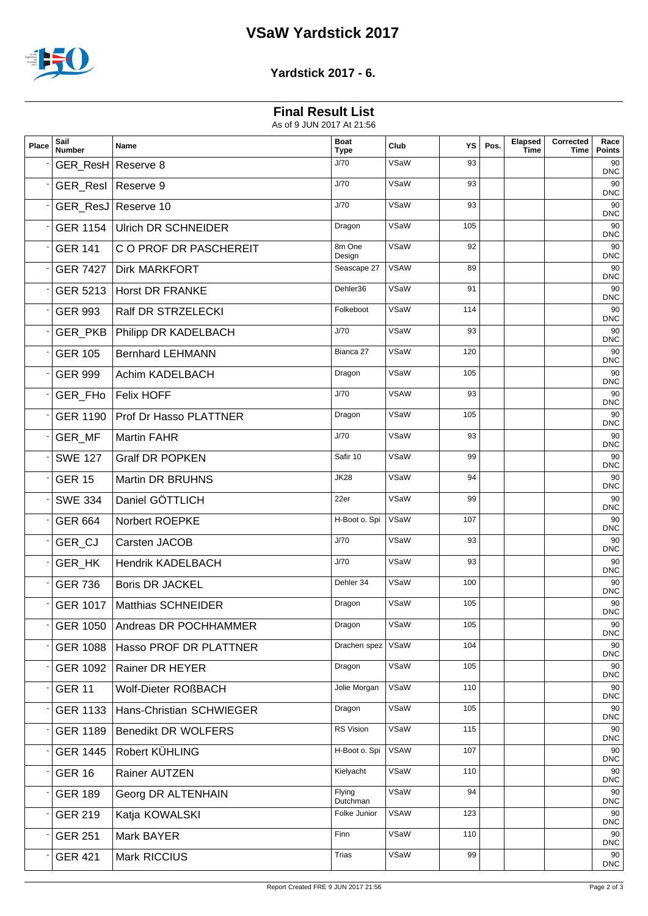# VSaW Yardstick 2017

## Yardstick 2017 - 6.

### Final Result List

As of 9 JUN 2017 At 21:56

| Place | Sail Number | Name | Boat Type | Club | YS | Pos. | Elapsed Time | Corrected Time | Race Points |
|---|---|---|---|---|---|---|---|---|---|
| - | GER_ResH | Reserve 8 | J/70 | VSaW | 93 | | | | 90 DNC |
| - | GER_ResI | Reserve 9 | J/70 | VSaW | 93 | | | | 90 DNC |
| - | GER_ResJ | Reserve 10 | J/70 | VSaW | 93 | | | | 90 DNC |
| - | GER 1154 | Ulrich DR SCHNEIDER | Dragon | VSaW | 105 | | | | 90 DNC |
| - | GER 141 | C O PROF DR PASCHEREIT | 8m One Design | VSaW | 92 | | | | 90 DNC |
| - | GER 7427 | Dirk MARKFORT | Seascape 27 | VSAW | 89 | | | | 90 DNC |
| - | GER 5213 | Horst DR FRANKE | Dehler36 | VSaW | 91 | | | | 90 DNC |
| - | GER 993 | Ralf DR STRZELECKI | Folkeboot | VSaW | 114 | | | | 90 DNC |
| - | GER_PKB | Philipp DR KADELBACH | J/70 | VSaW | 93 | | | | 90 DNC |
| - | GER 105 | Bernhard LEHMANN | Bianca 27 | VSaW | 120 | | | | 90 DNC |
| - | GER 999 | Achim KADELBACH | Dragon | VSaW | 105 | | | | 90 DNC |
| - | GER_FHo | Felix HOFF | J/70 | VSAW | 93 | | | | 90 DNC |
| - | GER 1190 | Prof Dr Hasso PLATTNER | Dragon | VSaW | 105 | | | | 90 DNC |
| - | GER_MF | Martin FAHR | J/70 | VSaW | 93 | | | | 90 DNC |
| - | SWE 127 | Gralf DR POPKEN | Safir 10 | VSaW | 99 | | | | 90 DNC |
| - | GER 15 | Martin DR BRUHNS | JK28 | VSaW | 94 | | | | 90 DNC |
| - | SWE 334 | Daniel GÖTTLICH | 22er | VSaW | 99 | | | | 90 DNC |
| - | GER 664 | Norbert ROEPKE | H-Boot o. Spi | VSaW | 107 | | | | 90 DNC |
| - | GER_CJ | Carsten JACOB | J/70 | VSaW | 93 | | | | 90 DNC |
| - | GER_HK | Hendrik KADELBACH | J/70 | VSaW | 93 | | | | 90 DNC |
| - | GER 736 | Boris DR JACKEL | Dehler 34 | VSaW | 100 | | | | 90 DNC |
| - | GER 1017 | Matthias SCHNEIDER | Dragon | VSaW | 105 | | | | 90 DNC |
| - | GER 1050 | Andreas DR POCHHAMMER | Dragon | VSaW | 105 | | | | 90 DNC |
| - | GER 1088 | Hasso PROF DR PLATTNER | Drachen spez | VSaW | 104 | | | | 90 DNC |
| - | GER 1092 | Rainer DR HEYER | Dragon | VSaW | 105 | | | | 90 DNC |
| - | GER 11 | Wolf-Dieter ROßBACH | Jolie Morgan | VSaW | 110 | | | | 90 DNC |
| - | GER 1133 | Hans-Christian SCHWIEGER | Dragon | VSaW | 105 | | | | 90 DNC |
| - | GER 1189 | Benedikt DR WOLFERS | RS Vision | VSaW | 115 | | | | 90 DNC |
| - | GER 1445 | Robert KÜHLING | H-Boot o. Spi | VSAW | 107 | | | | 90 DNC |
| - | GER 16 | Rainer AUTZEN | Kielyacht | VSaW | 110 | | | | 90 DNC |
| - | GER 189 | Georg DR ALTENHAIN | Flying Dutchman | VSaW | 94 | | | | 90 DNC |
| - | GER 219 | Katja KOWALSKI | Folke Junior | VSAW | 123 | | | | 90 DNC |
| - | GER 251 | Mark BAYER | Finn | VSaW | 110 | | | | 90 DNC |
| - | GER 421 | Mark RICCIUS | Trias | VSaW | 99 | | | | 90 DNC |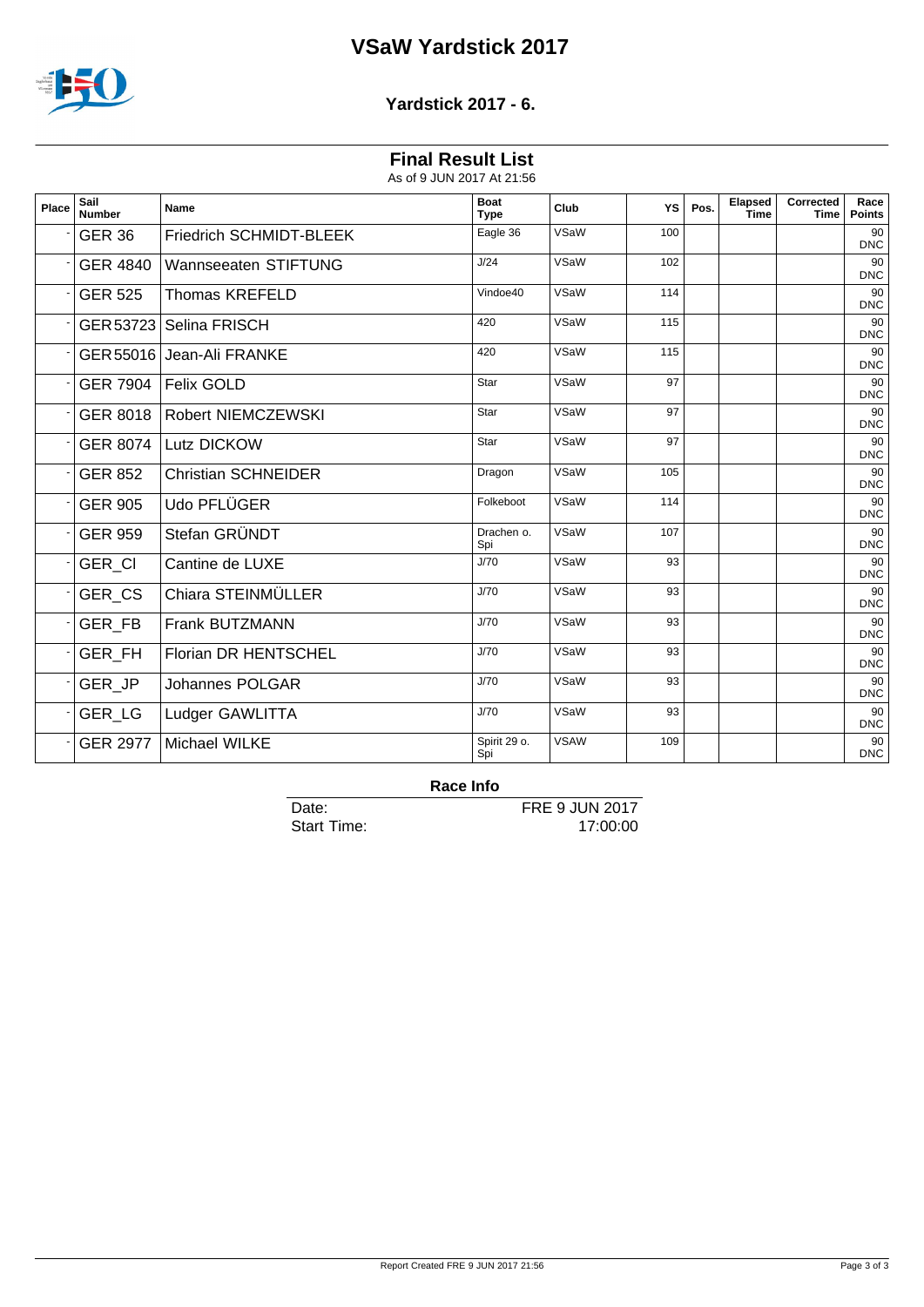# VSaW Yardstick 2017

## Yardstick 2017 - 6.

### Final Result List

As of 9 JUN 2017 At 21:56

| Place | Sail Number | Name | Boat Type | Club | YS | Pos. | Elapsed Time | Corrected Time | Race Points |
|---|---|---|---|---|---|---|---|---|---|
| - | GER 36 | Friedrich SCHMIDT-BLEEK | Eagle 36 | VSaW | 100 | | | | 90 DNC |
| - | GER 4840 | Wannseeaten STIFTUNG | J/24 | VSaW | 102 | | | | 90 DNC |
| - | GER 525 | Thomas KREFELD | Vindoe40 | VSaW | 114 | | | | 90 DNC |
| - | GER 53723 | Selina FRISCH | 420 | VSaW | 115 | | | | 90 DNC |
| - | GER 55016 | Jean-Ali FRANKE | 420 | VSaW | 115 | | | | 90 DNC |
| - | GER 7904 | Felix GOLD | Star | VSaW | 97 | | | | 90 DNC |
| - | GER 8018 | Robert NIEMCZEWSKI | Star | VSaW | 97 | | | | 90 DNC |
| - | GER 8074 | Lutz DICKOW | Star | VSaW | 97 | | | | 90 DNC |
| - | GER 852 | Christian SCHNEIDER | Dragon | VSaW | 105 | | | | 90 DNC |
| - | GER 905 | Udo PFLÜGER | Folkeboot | VSaW | 114 | | | | 90 DNC |
| - | GER 959 | Stefan GRÜNDT | Drachen o. Spi | VSaW | 107 | | | | 90 DNC |
| - | GER_CI | Cantine de LUXE | J/70 | VSaW | 93 | | | | 90 DNC |
| - | GER_CS | Chiara STEINMÜLLER | J/70 | VSaW | 93 | | | | 90 DNC |
| - | GER_FB | Frank BUTZMANN | J/70 | VSaW | 93 | | | | 90 DNC |
| - | GER_FH | Florian DR HENTSCHEL | J/70 | VSaW | 93 | | | | 90 DNC |
| - | GER_JP | Johannes POLGAR | J/70 | VSaW | 93 | | | | 90 DNC |
| - | GER_LG | Ludger GAWLITTA | J/70 | VSaW | 93 | | | | 90 DNC |
| - | GER 2977 | Michael WILKE | Spirit 29 o. Spi | VSAW | 109 | | | | 90 DNC |

**Race Info**

| | |
|---|---|
| Date: | FRE 9 JUN 2017 |
| Start Time: | 17:00:00 |

Report Created FRE 9 JUN 2017 21:56